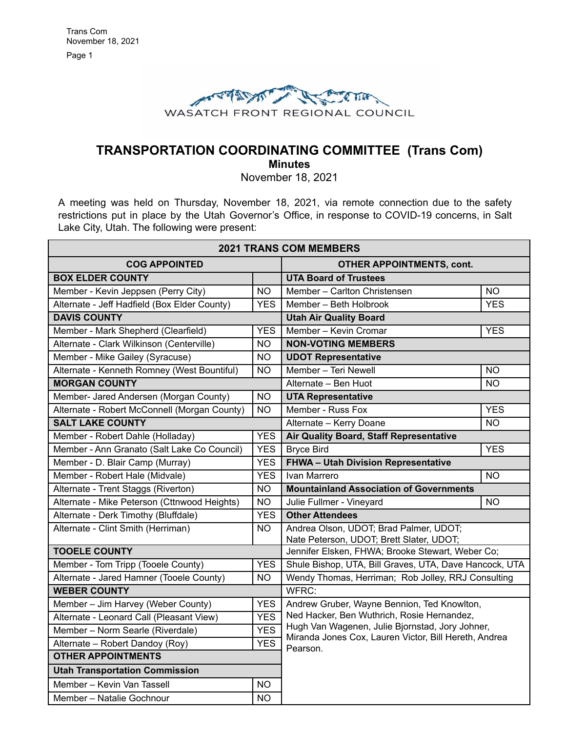WASATCH FRONT REGIONAL COUNCIL

# TRANSPORTATION COORDINATING COMMITTEE (Trans Com)

## Minutes

November 18, 2021

A meeting was held on Thursday, November 18, 2021, via remote connection due to the safety restrictions put in place by the Utah Governor's Office, in response to COVID-19 concerns, in Salt Lake City, Utah. The following were present:

| **2021 TRANS COM MEMBERS** | | | |
|---|---|---|---|
| **COG APPOINTED** | | **OTHER APPOINTMENTS, cont.** | |
| **BOX ELDER COUNTY** | | **UTA Board of Trustees** | |
| Member - Kevin Jeppsen (Perry City) | NO | Member – Carlton Christensen | NO |
| Alternate - Jeff Hadfield (Box Elder County) | YES | Member – Beth Holbrook | YES |
| **DAVIS COUNTY** | | **Utah Air Quality Board** | |
| Member - Mark Shepherd (Clearfield) | YES | Member – Kevin Cromar | YES |
| Alternate - Clark Wilkinson (Centerville) | NO | **NON-VOTING MEMBERS** | |
| Member - Mike Gailey (Syracuse) | NO | **UDOT Representative** | |
| Alternate - Kenneth Romney (West Bountiful) | NO | Member – Teri Newell | NO |
| **MORGAN COUNTY** | | Alternate – Ben Huot | NO |
| Member- Jared Andersen (Morgan County) | NO | **UTA Representative** | |
| Alternate - Robert McConnell (Morgan County) | NO | Member - Russ Fox | YES |
| **SALT LAKE COUNTY** | | Alternate – Kerry Doane | NO |
| Member - Robert Dahle (Holladay) | YES | **Air Quality Board, Staff Representative** | |
| Member - Ann Granato (Salt Lake Co Council) | YES | Bryce Bird | YES |
| Member - D. Blair Camp (Murray) | YES | **FHWA – Utah Division Representative** | |
| Member - Robert Hale (Midvale) | YES | Ivan Marrero | NO |
| Alternate - Trent Staggs (Riverton) | NO | **Mountainland Association of Governments** | |
| Alternate - Mike Peterson (Cttnwood Heights) | NO | Julie Fullmer - Vineyard | NO |
| Alternate - Derk Timothy (Bluffdale) | YES | **Other Attendees** | |
| Alternate - Clint Smith (Herriman) | NO | Andrea Olson, UDOT; Brad Palmer, UDOT; Nate Peterson, UDOT; Brett Slater, UDOT; | |
| **TOOELE COUNTY** | | Jennifer Elsken, FHWA; Brooke Stewart, Weber Co; | |
| Member - Tom Tripp (Tooele County) | YES | Shule Bishop, UTA, Bill Graves, UTA, Dave Hancock, UTA | |
| Alternate - Jared Hamner (Tooele County) | NO | Wendy Thomas, Herriman; Rob Jolley, RRJ Consulting | |
| **WEBER COUNTY** | | WFRC: | |
| Member – Jim Harvey (Weber County) | YES | Andrew Gruber, Wayne Bennion, Ted Knowlton, Ned Hacker, Ben Wuthrich, Rosie Hernandez, Hugh Van Wagenen, Julie Bjornstad, Jory Johner, Miranda Jones Cox, Lauren Victor, Bill Hereth, Andrea Pearson. | |
| Alternate - Leonard Call (Pleasant View) | YES | | |
| Member – Norm Searle (Riverdale) | YES | | |
| Alternate – Robert Dandoy (Roy) | YES | | |
| **OTHER APPOINTMENTS** | | | |
| **Utah Transportation Commission** | | | |
| Member – Kevin Van Tassell | NO | | |
| Member – Natalie Gochnour | NO | | |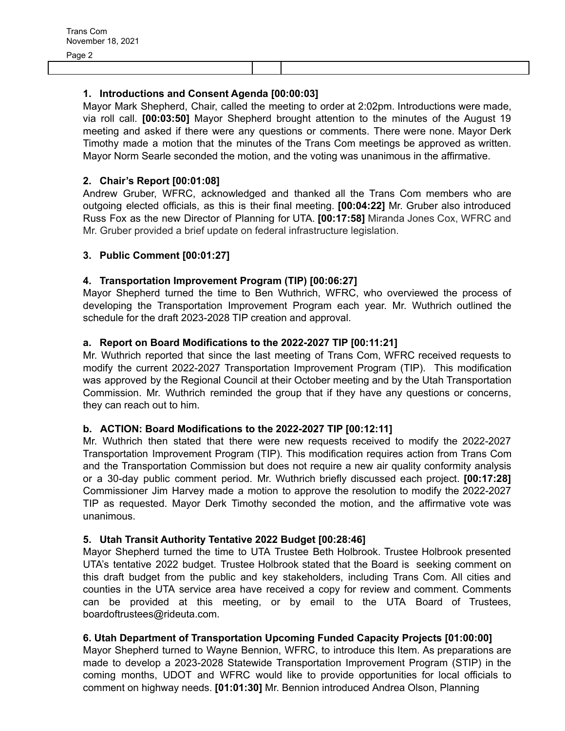### 1. Introductions and Consent Agenda [00:00:03]

Mayor Mark Shepherd, Chair, called the meeting to order at 2:02pm. Introductions were made, via roll call. **[00:03:50]** Mayor Shepherd brought attention to the minutes of the August 19 meeting and asked if there were any questions or comments. There were none. Mayor Derk Timothy made a motion that the minutes of the Trans Com meetings be approved as written. Mayor Norm Searle seconded the motion, and the voting was unanimous in the affirmative.

### 2. Chair's Report [00:01:08]

Andrew Gruber, WFRC, acknowledged and thanked all the Trans Com members who are outgoing elected officials, as this is their final meeting. **[00:04:22]** Mr. Gruber also introduced Russ Fox as the new Director of Planning for UTA. **[00:17:58]** Miranda Jones Cox, WFRC and Mr. Gruber provided a brief update on federal infrastructure legislation.

### 3. Public Comment [00:01:27]

### 4. Transportation Improvement Program (TIP) [00:06:27]

Mayor Shepherd turned the time to Ben Wuthrich, WFRC, who overviewed the process of developing the Transportation Improvement Program each year. Mr. Wuthrich outlined the schedule for the draft 2023-2028 TIP creation and approval.

### a. Report on Board Modifications to the 2022-2027 TIP [00:11:21]

Mr. Wuthrich reported that since the last meeting of Trans Com, WFRC received requests to modify the current 2022-2027 Transportation Improvement Program (TIP). This modification was approved by the Regional Council at their October meeting and by the Utah Transportation Commission. Mr. Wuthrich reminded the group that if they have any questions or concerns, they can reach out to him.

### b. ACTION: Board Modifications to the 2022-2027 TIP [00:12:11]

Mr. Wuthrich then stated that there were new requests received to modify the 2022-2027 Transportation Improvement Program (TIP). This modification requires action from Trans Com and the Transportation Commission but does not require a new air quality conformity analysis or a 30-day public comment period. Mr. Wuthrich briefly discussed each project. **[00:17:28]** Commissioner Jim Harvey made a motion to approve the resolution to modify the 2022-2027 TIP as requested. Mayor Derk Timothy seconded the motion, and the affirmative vote was unanimous.

### 5. Utah Transit Authority Tentative 2022 Budget [00:28:46]

Mayor Shepherd turned the time to UTA Trustee Beth Holbrook. Trustee Holbrook presented UTA's tentative 2022 budget. Trustee Holbrook stated that the Board is seeking comment on this draft budget from the public and key stakeholders, including Trans Com. All cities and counties in the UTA service area have received a copy for review and comment. Comments can be provided at this meeting, or by email to the UTA Board of Trustees, boardoftrustees@rideuta.com.

### 6. Utah Department of Transportation Upcoming Funded Capacity Projects [01:00:00]

Mayor Shepherd turned to Wayne Bennion, WFRC, to introduce this Item. As preparations are made to develop a 2023-2028 Statewide Transportation Improvement Program (STIP) in the coming months, UDOT and WFRC would like to provide opportunities for local officials to comment on highway needs. **[01:01:30]** Mr. Bennion introduced Andrea Olson, Planning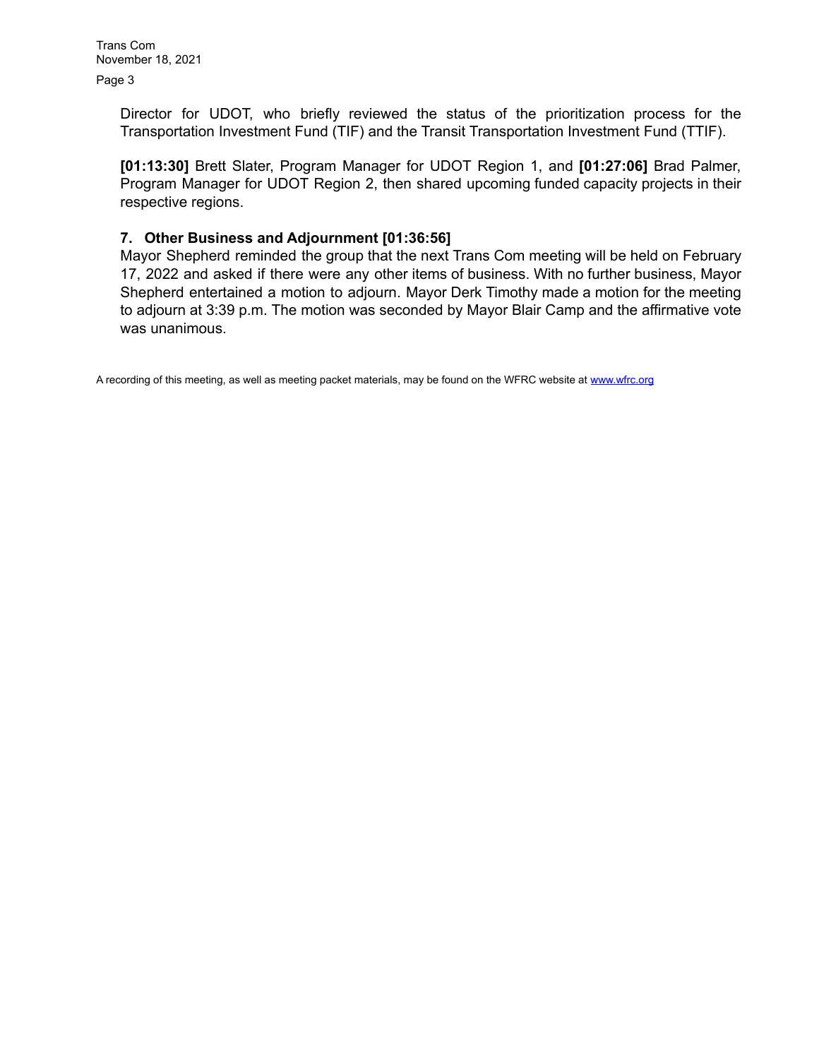Director for UDOT, who briefly reviewed the status of the prioritization process for the Transportation Investment Fund (TIF) and the Transit Transportation Investment Fund (TTIF).

**[01:13:30]** Brett Slater, Program Manager for UDOT Region 1, and **[01:27:06]** Brad Palmer, Program Manager for UDOT Region 2, then shared upcoming funded capacity projects in their respective regions.

### 7. Other Business and Adjournment [01:36:56]

Mayor Shepherd reminded the group that the next Trans Com meeting will be held on February 17, 2022 and asked if there were any other items of business. With no further business, Mayor Shepherd entertained a motion to adjourn. Mayor Derk Timothy made a motion for the meeting to adjourn at 3:39 p.m. The motion was seconded by Mayor Blair Camp and the affirmative vote was unanimous.

A recording of this meeting, as well as meeting packet materials, may be found on the WFRC website at [www.wfrc.org](http://www.wfrc.org)